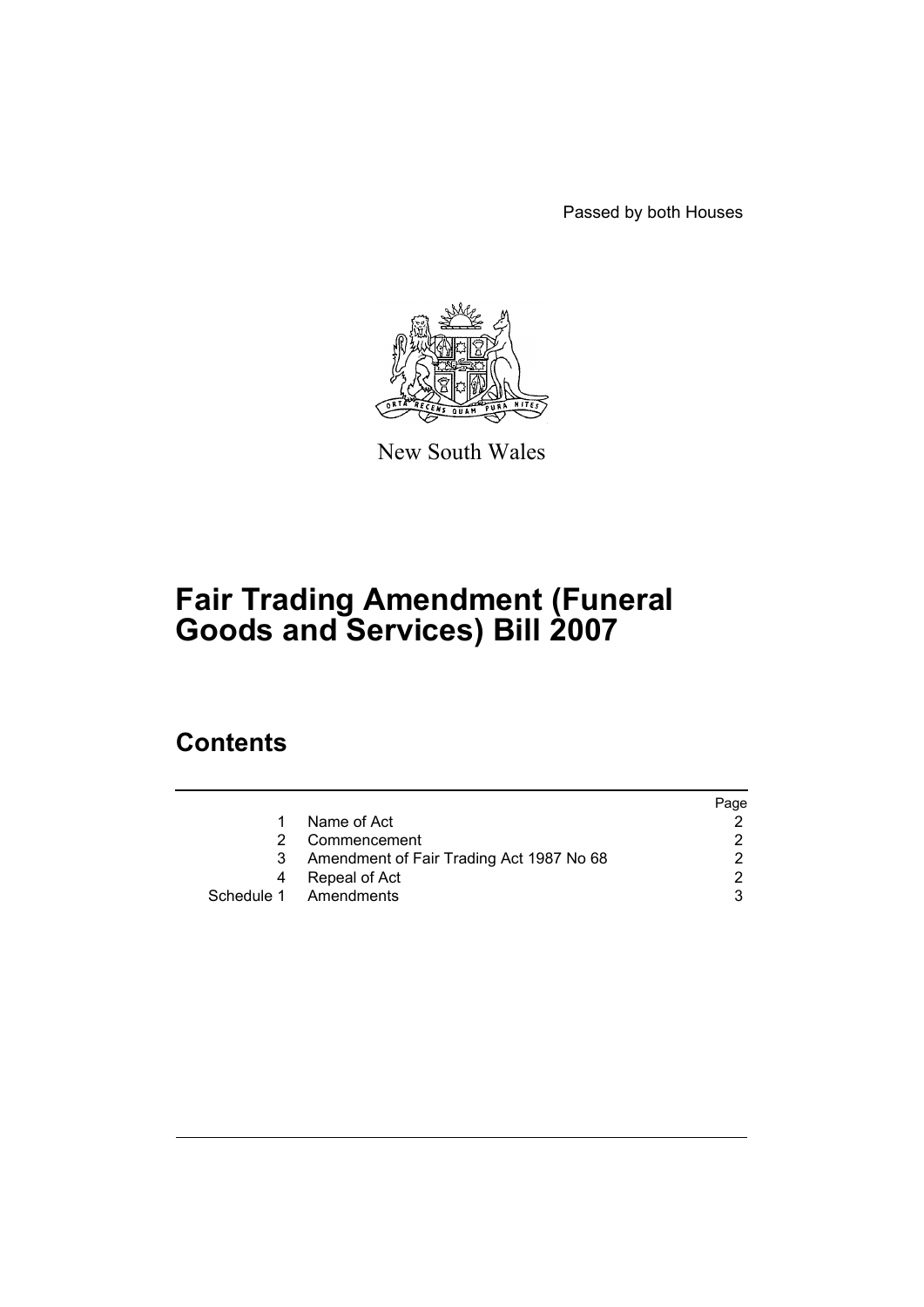Passed by both Houses

New South Wales

# Fair Trading Amendment (Funeral Goods and Services) Bill 2007

## Contents

| | | Page |
|---|---|---|
| 1 | Name of Act | 2 |
| 2 | Commencement | 2 |
| 3 | Amendment of Fair Trading Act 1987 No 68 | 2 |
| 4 | Repeal of Act | 2 |
| Schedule 1 | Amendments | 3 |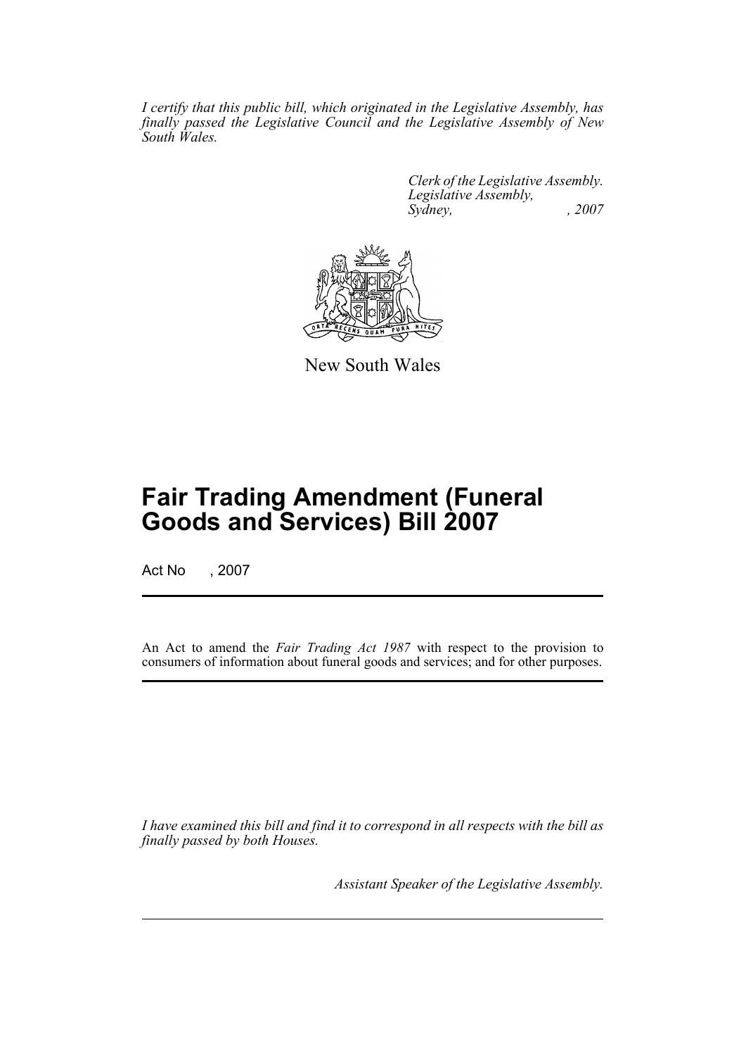*I certify that this public bill, which originated in the Legislative Assembly, has finally passed the Legislative Council and the Legislative Assembly of New South Wales.*

*Clerk of the Legislative Assembly.*
*Legislative Assembly,*
*Sydney, , 2007*

New South Wales

# Fair Trading Amendment (Funeral Goods and Services) Bill 2007

Act No , 2007

An Act to amend the *Fair Trading Act 1987* with respect to the provision to consumers of information about funeral goods and services; and for other purposes.

*I have examined this bill and find it to correspond in all respects with the bill as finally passed by both Houses.*

*Assistant Speaker of the Legislative Assembly.*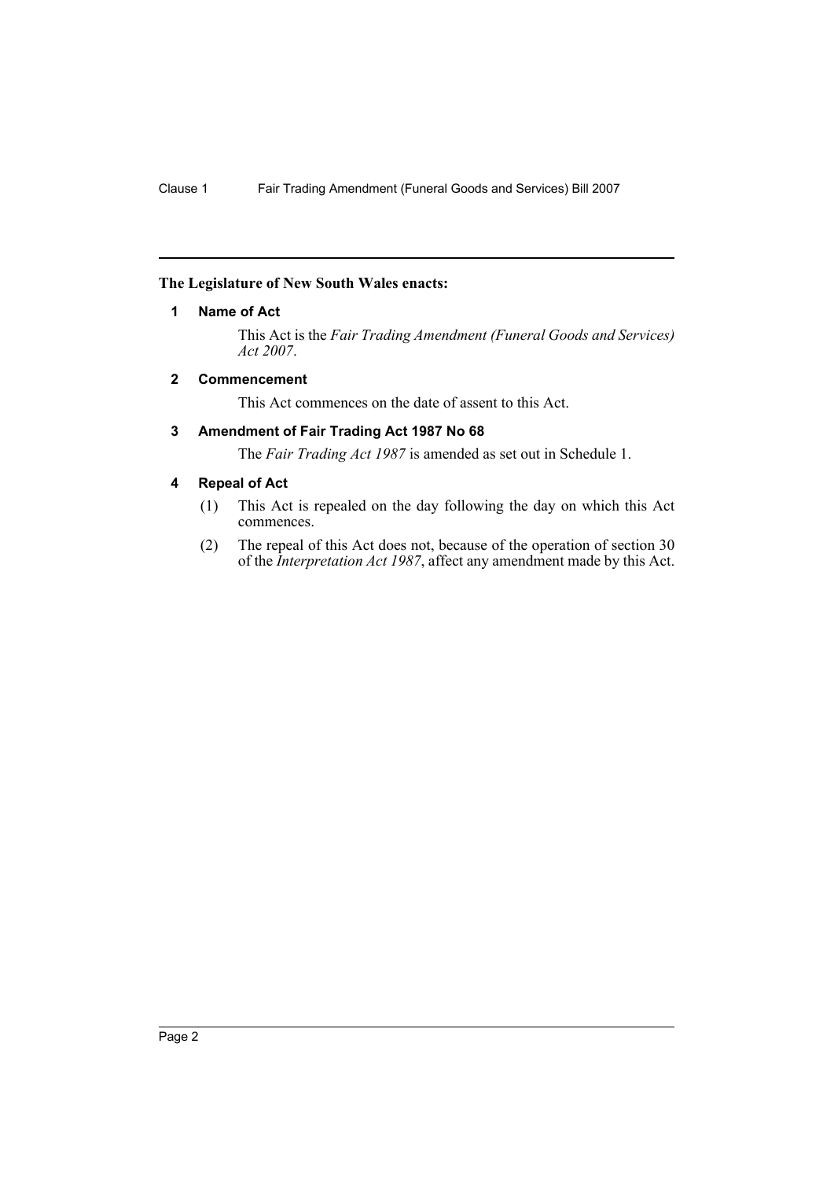**The Legislature of New South Wales enacts:**

### 1 Name of Act

This Act is the *Fair Trading Amendment (Funeral Goods and Services) Act 2007*.

### 2 Commencement

This Act commences on the date of assent to this Act.

### 3 Amendment of Fair Trading Act 1987 No 68

The *Fair Trading Act 1987* is amended as set out in Schedule 1.

### 4 Repeal of Act

(1) This Act is repealed on the day following the day on which this Act commences.

(2) The repeal of this Act does not, because of the operation of section 30 of the *Interpretation Act 1987*, affect any amendment made by this Act.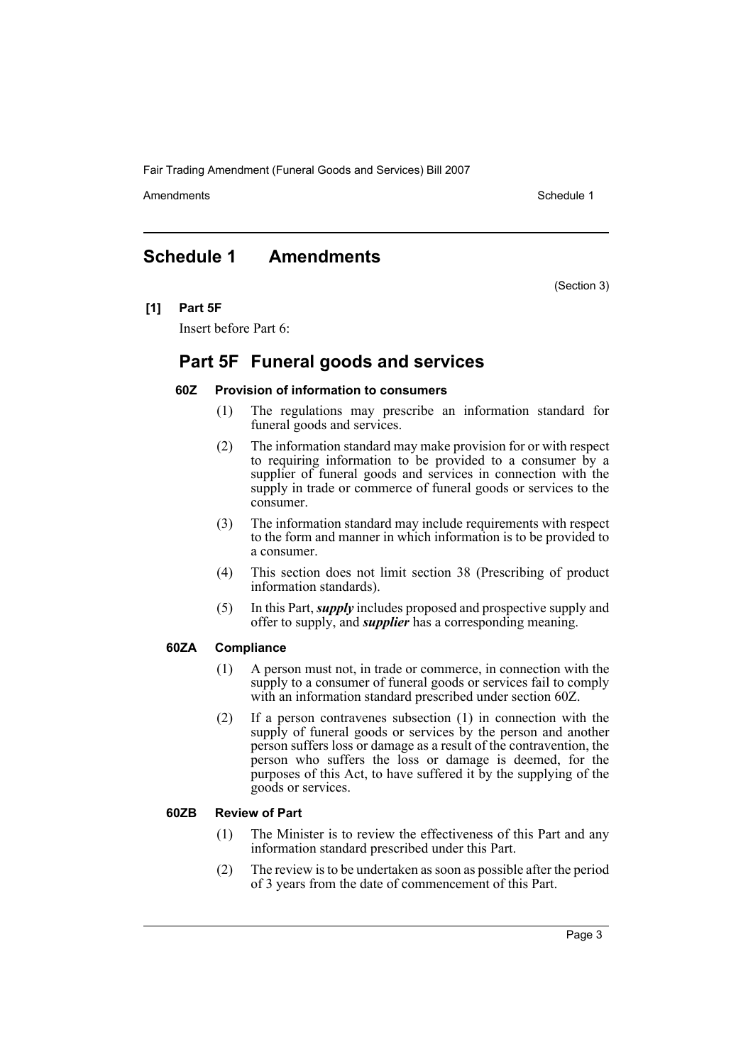# Schedule 1 Amendments

(Section 3)

**[1] Part 5F**

Insert before Part 6:

## Part 5F Funeral goods and services

### 60Z Provision of information to consumers

(1) The regulations may prescribe an information standard for funeral goods and services.

(2) The information standard may make provision for or with respect to requiring information to be provided to a consumer by a supplier of funeral goods and services in connection with the supply in trade or commerce of funeral goods or services to the consumer.

(3) The information standard may include requirements with respect to the form and manner in which information is to be provided to a consumer.

(4) This section does not limit section 38 (Prescribing of product information standards).

(5) In this Part, ***supply*** includes proposed and prospective supply and offer to supply, and ***supplier*** has a corresponding meaning.

### 60ZA Compliance

(1) A person must not, in trade or commerce, in connection with the supply to a consumer of funeral goods or services fail to comply with an information standard prescribed under section 60Z.

(2) If a person contravenes subsection (1) in connection with the supply of funeral goods or services by the person and another person suffers loss or damage as a result of the contravention, the person who suffers the loss or damage is deemed, for the purposes of this Act, to have suffered it by the supplying of the goods or services.

### 60ZB Review of Part

(1) The Minister is to review the effectiveness of this Part and any information standard prescribed under this Part.

(2) The review is to be undertaken as soon as possible after the period of 3 years from the date of commencement of this Part.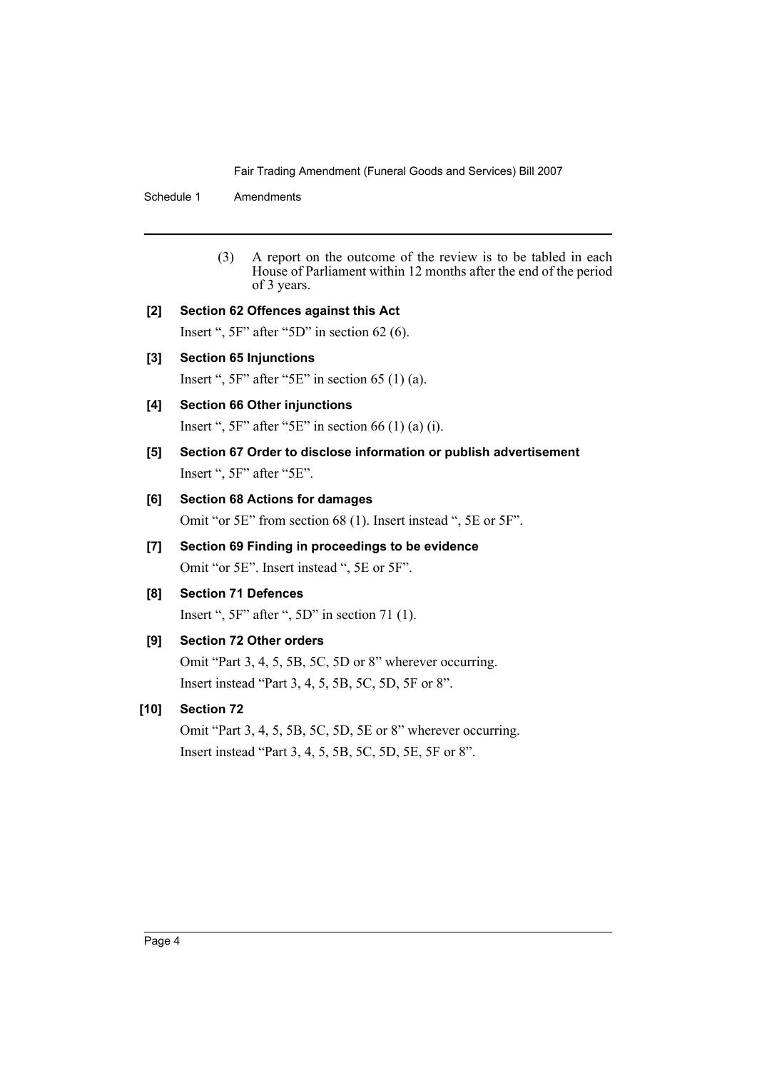(3) A report on the outcome of the review is to be tabled in each House of Parliament within 12 months after the end of the period of 3 years.

**[2] Section 62 Offences against this Act**

Insert ", 5F" after "5D" in section 62 (6).

**[3] Section 65 Injunctions**

Insert ", 5F" after "5E" in section 65 (1) (a).

**[4] Section 66 Other injunctions**

Insert ", 5F" after "5E" in section 66 (1) (a) (i).

**[5] Section 67 Order to disclose information or publish advertisement**

Insert ", 5F" after "5E".

**[6] Section 68 Actions for damages**

Omit "or 5E" from section 68 (1). Insert instead ", 5E or 5F".

**[7] Section 69 Finding in proceedings to be evidence**

Omit "or 5E". Insert instead ", 5E or 5F".

**[8] Section 71 Defences**

Insert ", 5F" after ", 5D" in section 71 (1).

**[9] Section 72 Other orders**

Omit "Part 3, 4, 5, 5B, 5C, 5D or 8" wherever occurring.

Insert instead "Part 3, 4, 5, 5B, 5C, 5D, 5F or 8".

**[10] Section 72**

Omit "Part 3, 4, 5, 5B, 5C, 5D, 5E or 8" wherever occurring.

Insert instead "Part 3, 4, 5, 5B, 5C, 5D, 5E, 5F or 8".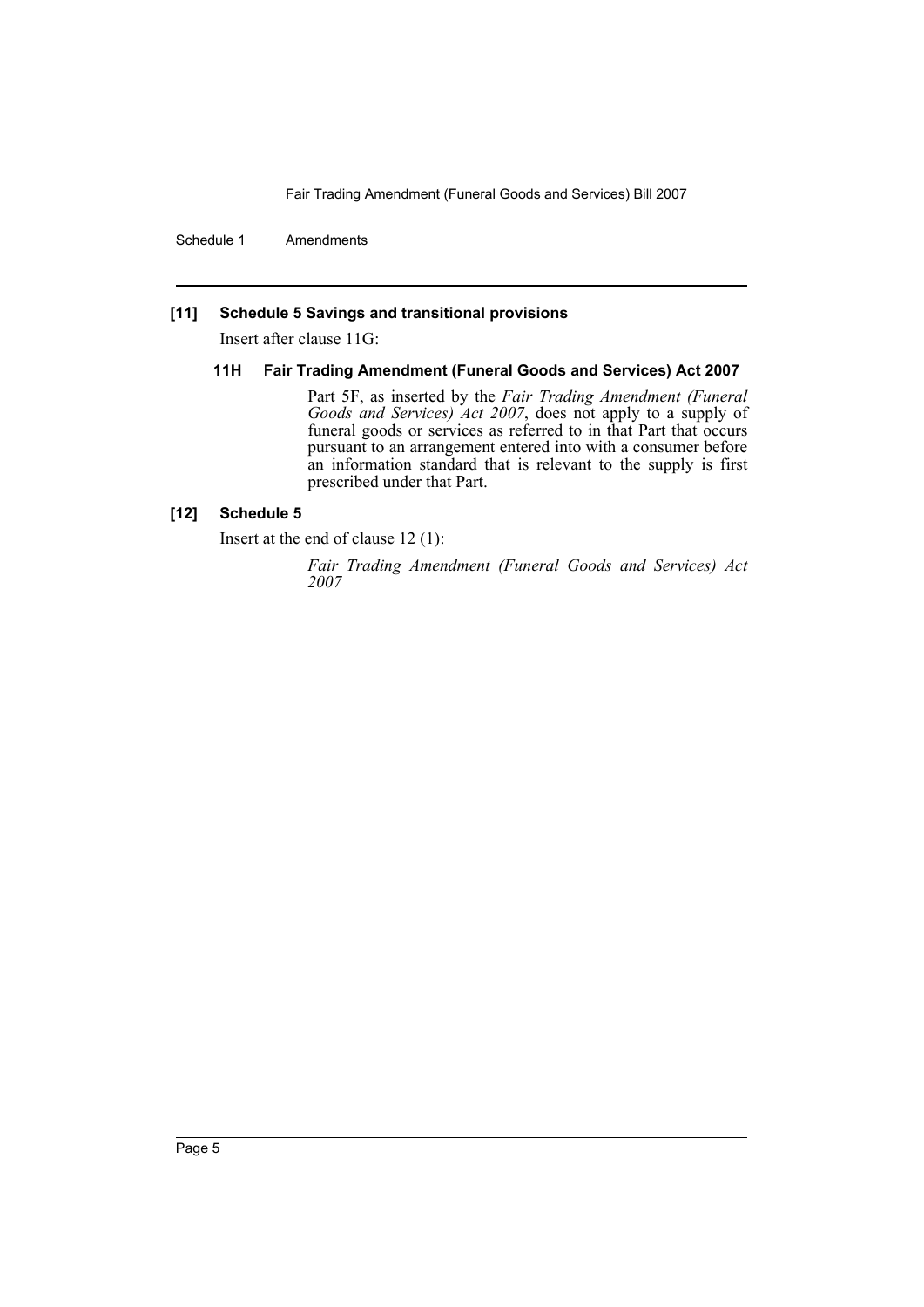### [11] Schedule 5 Savings and transitional provisions

Insert after clause 11G:

#### 11H Fair Trading Amendment (Funeral Goods and Services) Act 2007

Part 5F, as inserted by the *Fair Trading Amendment (Funeral Goods and Services) Act 2007*, does not apply to a supply of funeral goods or services as referred to in that Part that occurs pursuant to an arrangement entered into with a consumer before an information standard that is relevant to the supply is first prescribed under that Part.

### [12] Schedule 5

Insert at the end of clause 12 (1):

*Fair Trading Amendment (Funeral Goods and Services) Act 2007*